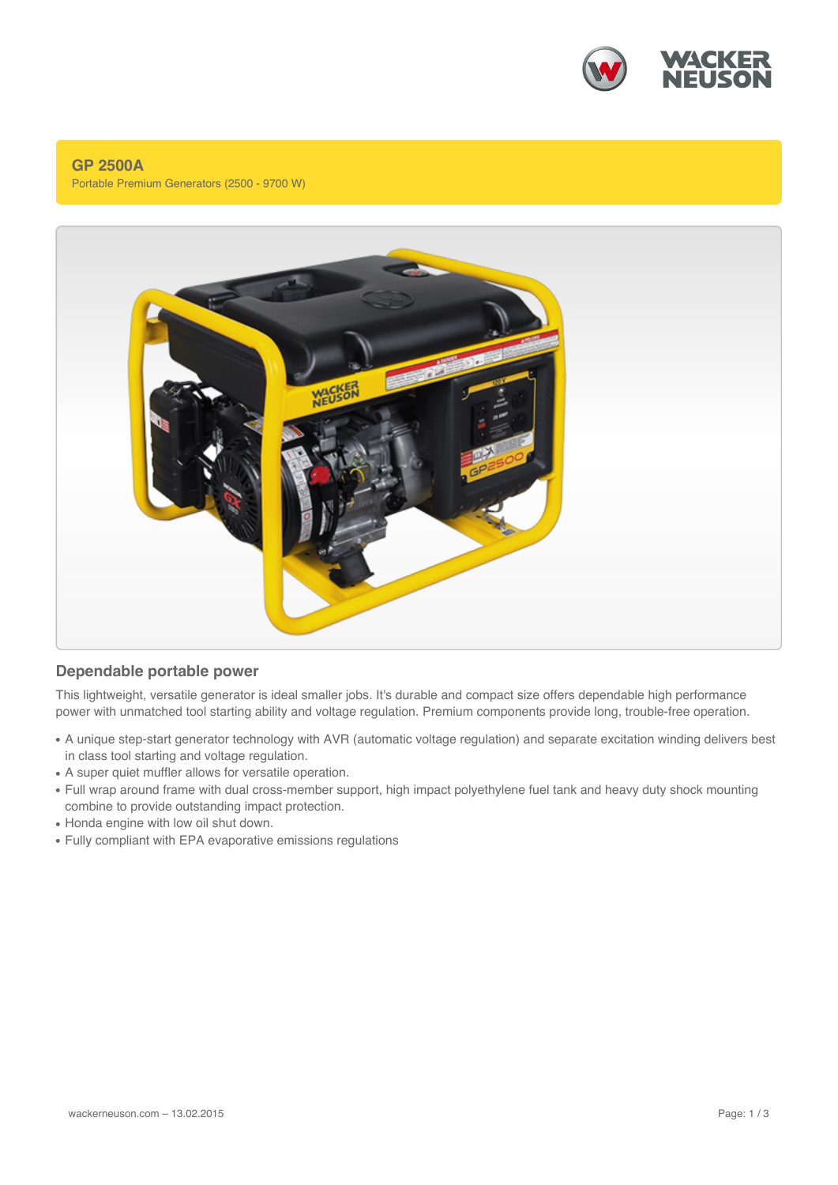# GP 2500A

Portable Premium Generators (2500 - 9700 W)

## Dependable portable power

This lightweight, versatile generator is ideal smaller jobs. It's durable and compact size offers dependable high performance power with unmatched tool starting ability and voltage regulation. Premium components provide long, trouble-free operation.

- A unique step-start generator technology with AVR (automatic voltage regulation) and separate excitation winding delivers best in class tool starting and voltage regulation.
- A super quiet muffler allows for versatile operation.
- Full wrap around frame with dual cross-member support, high impact polyethylene fuel tank and heavy duty shock mounting combine to provide outstanding impact protection.
- Honda engine with low oil shut down.
- Fully compliant with EPA evaporative emissions regulations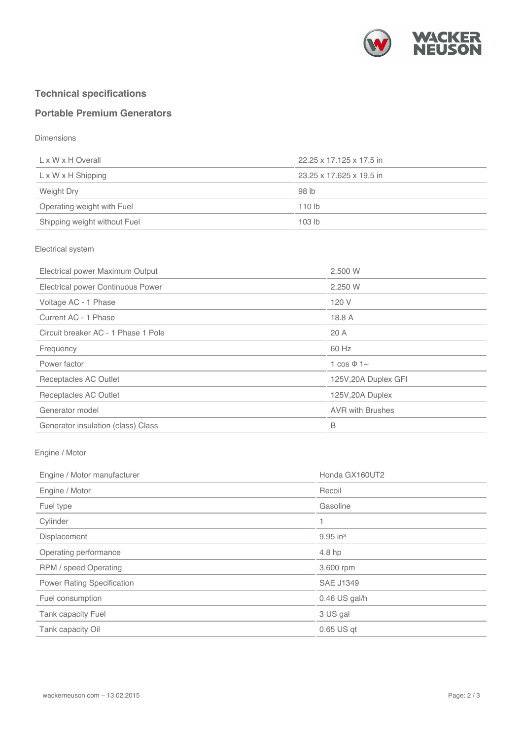## Technical specifications

## Portable Premium Generators

Dimensions

| | |
|---|---|
| L x W x H Overall | 22.25 x 17.125 x 17.5 in |
| L x W x H Shipping | 23.25 x 17.625 x 19.5 in |
| Weight Dry | 98 lb |
| Operating weight with Fuel | 110 lb |
| Shipping weight without Fuel | 103 lb |

Electrical system

| | |
|---|---|
| Electrical power Maximum Output | 2,500 W |
| Electrical power Continuous Power | 2,250 W |
| Voltage AC - 1 Phase | 120 V |
| Current AC - 1 Phase | 18.8 A |
| Circuit breaker AC - 1 Phase 1 Pole | 20 A |
| Frequency | 60 Hz |
| Power factor | 1 cos Φ 1~ |
| Receptacles AC Outlet | 125V,20A Duplex GFI |
| Receptacles AC Outlet | 125V,20A Duplex |
| Generator model | AVR with Brushes |
| Generator insulation (class) Class | B |

Engine / Motor

| | |
|---|---|
| Engine / Motor manufacturer | Honda GX160UT2 |
| Engine / Motor | Recoil |
| Fuel type | Gasoline |
| Cylinder | 1 |
| Displacement | 9.95 in³ |
| Operating performance | 4.8 hp |
| RPM / speed Operating | 3,600 rpm |
| Power Rating Specification | SAE J1349 |
| Fuel consumption | 0.46 US gal/h |
| Tank capacity Fuel | 3 US gal |
| Tank capacity Oil | 0.65 US qt |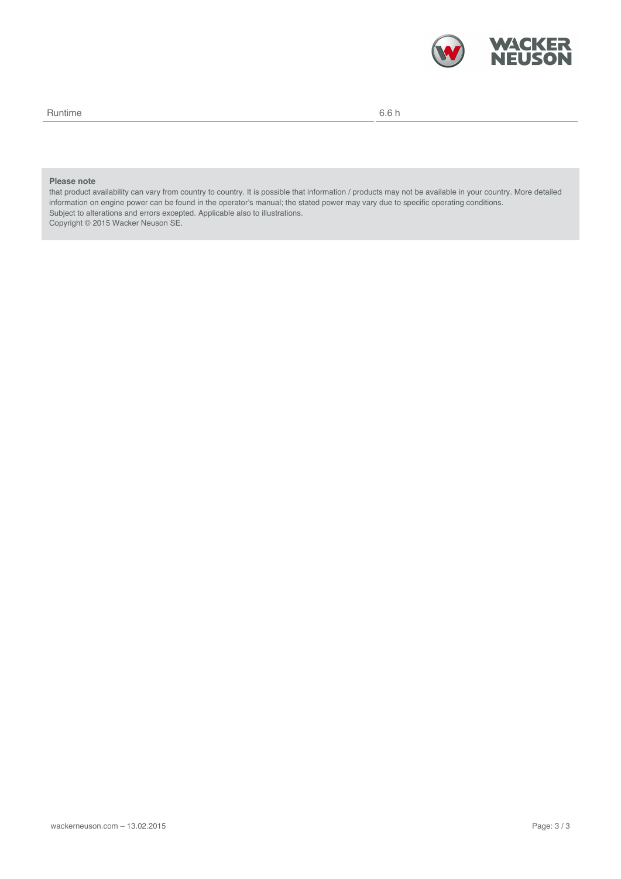| | |
|---|---|
| Runtime | 6.6 h |

**Please note**

that product availability can vary from country to country. It is possible that information / products may not be available in your country. More detailed information on engine power can be found in the operator's manual; the stated power may vary due to specific operating conditions.
Subject to alterations and errors excepted. Applicable also to illustrations.
Copyright © 2015 Wacker Neuson SE.